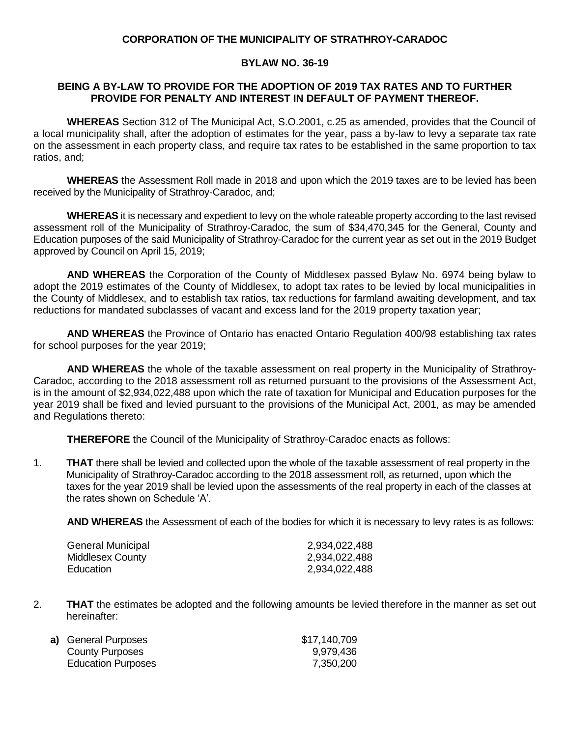**CORPORATION OF THE MUNICIPALITY OF STRATHROY-CARADOC**

**BYLAW NO. 36-19**

**BEING A BY-LAW TO PROVIDE FOR THE ADOPTION OF 2019 TAX RATES AND TO FURTHER PROVIDE FOR PENALTY AND INTEREST IN DEFAULT OF PAYMENT THEREOF.**

**WHEREAS** Section 312 of The Municipal Act, S.O.2001, c.25 as amended, provides that the Council of a local municipality shall, after the adoption of estimates for the year, pass a by-law to levy a separate tax rate on the assessment in each property class, and require tax rates to be established in the same proportion to tax ratios, and;

**WHEREAS** the Assessment Roll made in 2018 and upon which the 2019 taxes are to be levied has been received by the Municipality of Strathroy-Caradoc, and;

**WHEREAS** it is necessary and expedient to levy on the whole rateable property according to the last revised assessment roll of the Municipality of Strathroy-Caradoc, the sum of $34,470,345 for the General, County and Education purposes of the said Municipality of Strathroy-Caradoc for the current year as set out in the 2019 Budget approved by Council on April 15, 2019;

**AND WHEREAS** the Corporation of the County of Middlesex passed Bylaw No. 6974 being bylaw to adopt the 2019 estimates of the County of Middlesex, to adopt tax rates to be levied by local municipalities in the County of Middlesex, and to establish tax ratios, tax reductions for farmland awaiting development, and tax reductions for mandated subclasses of vacant and excess land for the 2019 property taxation year;

**AND WHEREAS** the Province of Ontario has enacted Ontario Regulation 400/98 establishing tax rates for school purposes for the year 2019;

**AND WHEREAS** the whole of the taxable assessment on real property in the Municipality of Strathroy-Caradoc, according to the 2018 assessment roll as returned pursuant to the provisions of the Assessment Act, is in the amount of $2,934,022,488 upon which the rate of taxation for Municipal and Education purposes for the year 2019 shall be fixed and levied pursuant to the provisions of the Municipal Act, 2001, as may be amended and Regulations thereto:

**THEREFORE** the Council of the Municipality of Strathroy-Caradoc enacts as follows:

1. **THAT** there shall be levied and collected upon the whole of the taxable assessment of real property in the Municipality of Strathroy-Caradoc according to the 2018 assessment roll, as returned, upon which the taxes for the year 2019 shall be levied upon the assessments of the real property in each of the classes at the rates shown on Schedule 'A'.

   **AND WHEREAS** the Assessment of each of the bodies for which it is necessary to levy rates is as follows:

   | | |
   |---|---|
   | General Municipal | 2,934,022,488 |
   | Middlesex County | 2,934,022,488 |
   | Education | 2,934,022,488 |

2. **THAT** the estimates be adopted and the following amounts be levied therefore in the manner as set out hereinafter:

   | | | |
   |---|---|---|
   | **a)** | General Purposes | $17,140,709 |
   | | County Purposes | 9,979,436 |
   | | Education Purposes | 7,350,200 |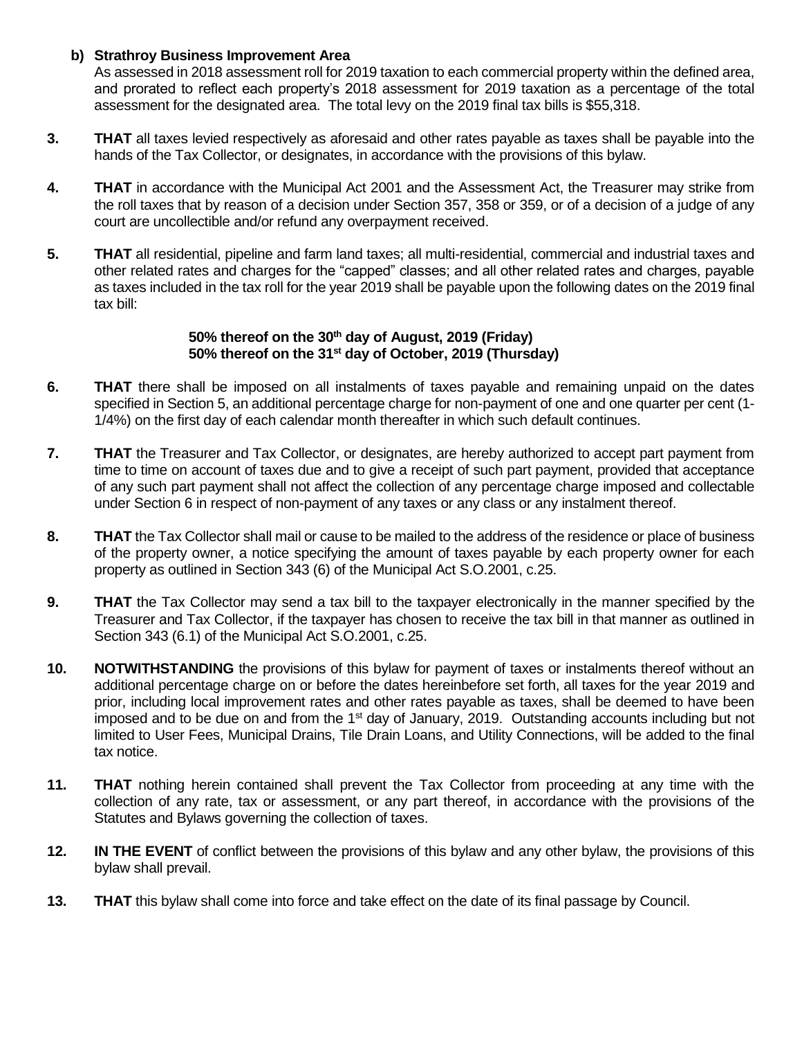**b) Strathroy Business Improvement Area**

As assessed in 2018 assessment roll for 2019 taxation to each commercial property within the defined area, and prorated to reflect each property's 2018 assessment for 2019 taxation as a percentage of the total assessment for the designated area. The total levy on the 2019 final tax bills is $55,318.

**3.** **THAT** all taxes levied respectively as aforesaid and other rates payable as taxes shall be payable into the hands of the Tax Collector, or designates, in accordance with the provisions of this bylaw.

**4.** **THAT** in accordance with the Municipal Act 2001 and the Assessment Act, the Treasurer may strike from the roll taxes that by reason of a decision under Section 357, 358 or 359, or of a decision of a judge of any court are uncollectible and/or refund any overpayment received.

**5.** **THAT** all residential, pipeline and farm land taxes; all multi-residential, commercial and industrial taxes and other related rates and charges for the "capped" classes; and all other related rates and charges, payable as taxes included in the tax roll for the year 2019 shall be payable upon the following dates on the 2019 final tax bill:

**50% thereof on the 30th day of August, 2019 (Friday)**
**50% thereof on the 31st day of October, 2019 (Thursday)**

**6.** **THAT** there shall be imposed on all instalments of taxes payable and remaining unpaid on the dates specified in Section 5, an additional percentage charge for non-payment of one and one quarter per cent (1-1/4%) on the first day of each calendar month thereafter in which such default continues.

**7.** **THAT** the Treasurer and Tax Collector, or designates, are hereby authorized to accept part payment from time to time on account of taxes due and to give a receipt of such part payment, provided that acceptance of any such part payment shall not affect the collection of any percentage charge imposed and collectable under Section 6 in respect of non-payment of any taxes or any class or any instalment thereof.

**8.** **THAT** the Tax Collector shall mail or cause to be mailed to the address of the residence or place of business of the property owner, a notice specifying the amount of taxes payable by each property owner for each property as outlined in Section 343 (6) of the Municipal Act S.O.2001, c.25.

**9.** **THAT** the Tax Collector may send a tax bill to the taxpayer electronically in the manner specified by the Treasurer and Tax Collector, if the taxpayer has chosen to receive the tax bill in that manner as outlined in Section 343 (6.1) of the Municipal Act S.O.2001, c.25.

**10.** **NOTWITHSTANDING** the provisions of this bylaw for payment of taxes or instalments thereof without an additional percentage charge on or before the dates hereinbefore set forth, all taxes for the year 2019 and prior, including local improvement rates and other rates payable as taxes, shall be deemed to have been imposed and to be due on and from the 1st day of January, 2019. Outstanding accounts including but not limited to User Fees, Municipal Drains, Tile Drain Loans, and Utility Connections, will be added to the final tax notice.

**11.** **THAT** nothing herein contained shall prevent the Tax Collector from proceeding at any time with the collection of any rate, tax or assessment, or any part thereof, in accordance with the provisions of the Statutes and Bylaws governing the collection of taxes.

**12.** **IN THE EVENT** of conflict between the provisions of this bylaw and any other bylaw, the provisions of this bylaw shall prevail.

**13.** **THAT** this bylaw shall come into force and take effect on the date of its final passage by Council.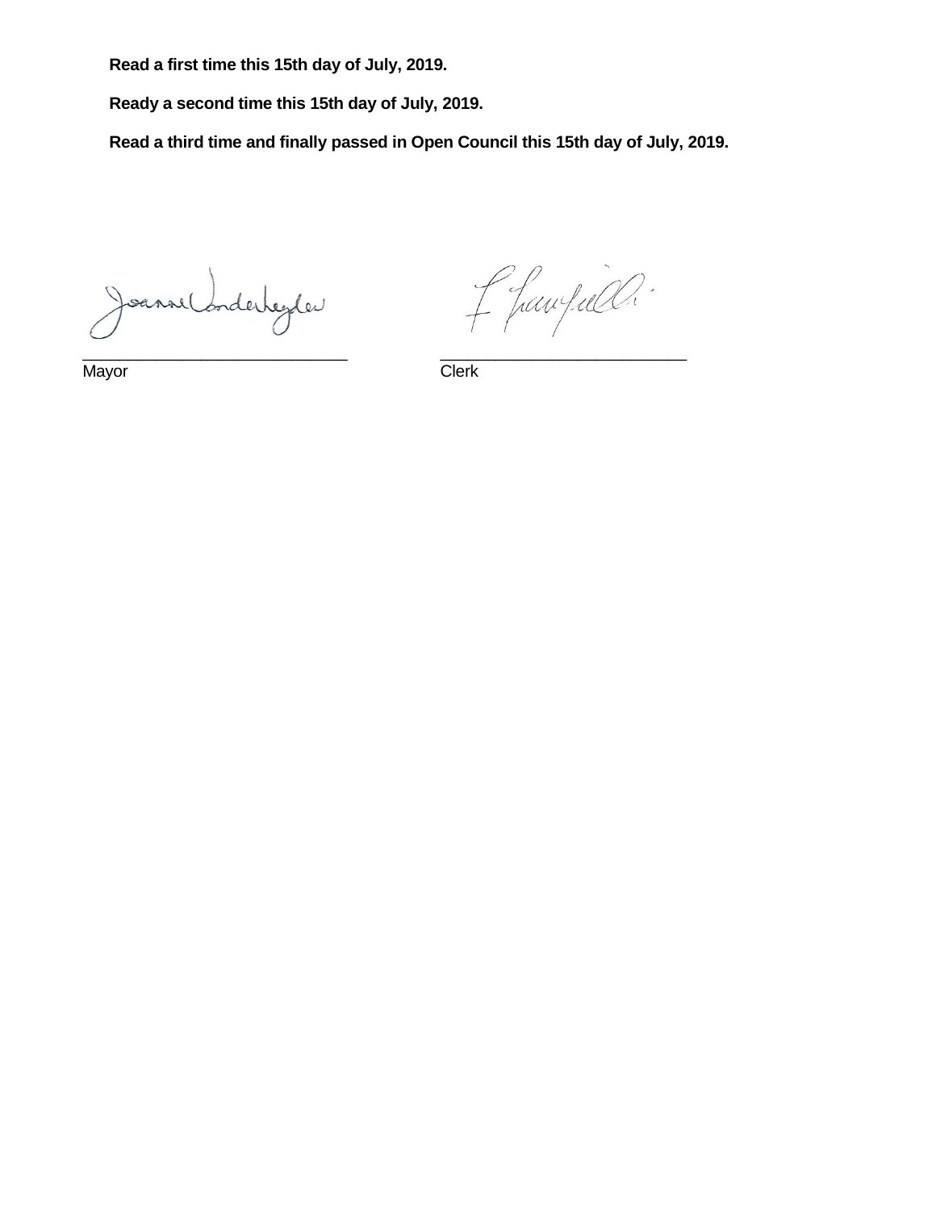**Read a first time this 15th day of July, 2019.**

**Ready a second time this 15th day of July, 2019.**

**Read a third time and finally passed in Open Council this 15th day of July, 2019.**

______________________________  
Mayor

______________________________  
Clerk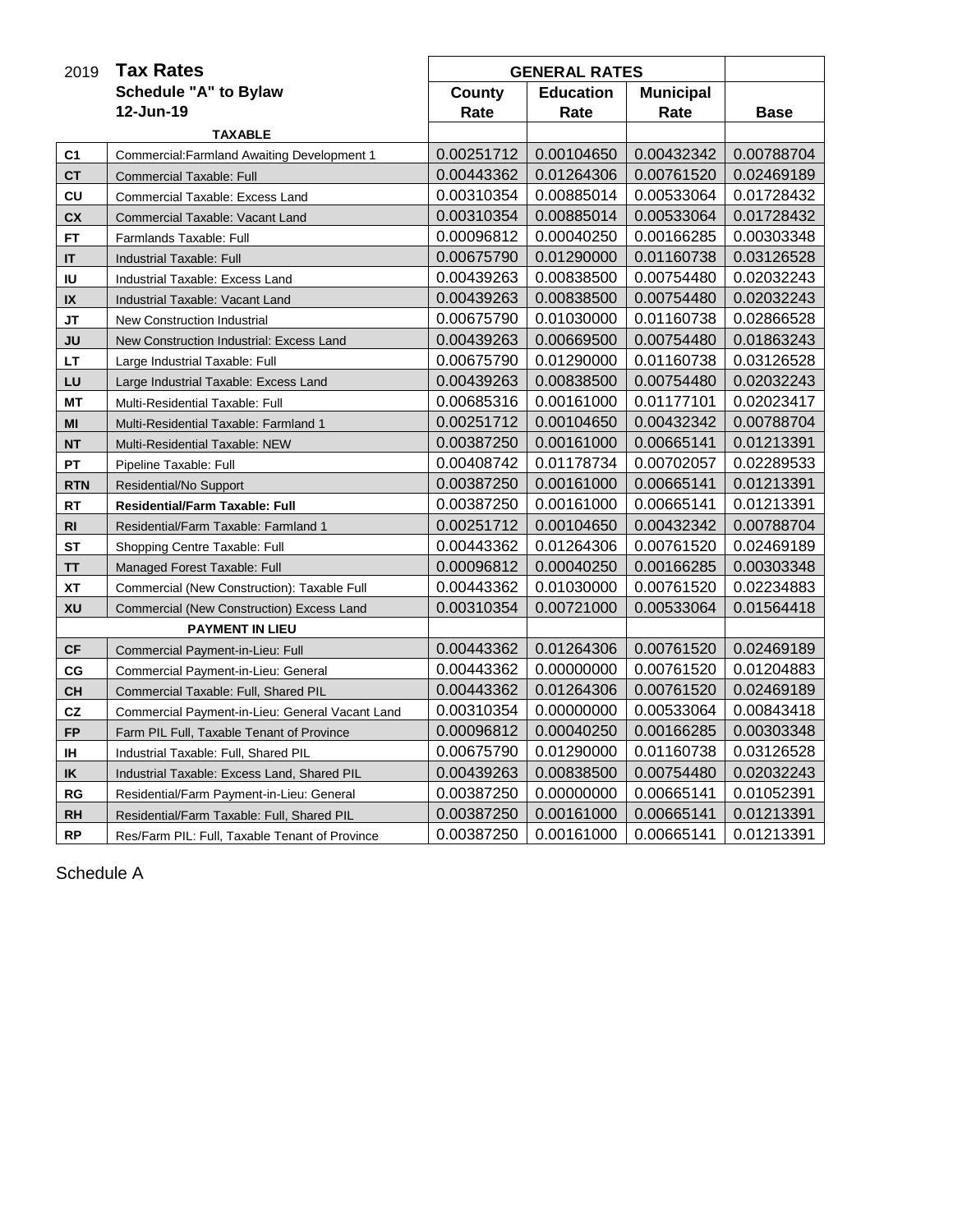| 2019 | **Tax Rates** | **GENERAL RATES** | | | |
|---|---|---|---|---|---|
| | **Schedule "A" to Bylaw 12-Jun-19** | **County Rate** | **Education Rate** | **Municipal Rate** | **Base** |
| | **TAXABLE** | | | | |
| **C1** | Commercial:Farmland Awaiting Development 1 | 0.00251712 | 0.00104650 | 0.00432342 | 0.00788704 |
| **CT** | Commercial Taxable: Full | 0.00443362 | 0.01264306 | 0.00761520 | 0.02469189 |
| **CU** | Commercial Taxable: Excess Land | 0.00310354 | 0.00885014 | 0.00533064 | 0.01728432 |
| **CX** | Commercial Taxable: Vacant Land | 0.00310354 | 0.00885014 | 0.00533064 | 0.01728432 |
| **FT** | Farmlands Taxable: Full | 0.00096812 | 0.00040250 | 0.00166285 | 0.00303348 |
| **IT** | Industrial Taxable: Full | 0.00675790 | 0.01290000 | 0.01160738 | 0.03126528 |
| **IU** | Industrial Taxable: Excess Land | 0.00439263 | 0.00838500 | 0.00754480 | 0.02032243 |
| **IX** | Industrial Taxable: Vacant Land | 0.00439263 | 0.00838500 | 0.00754480 | 0.02032243 |
| **JT** | New Construction Industrial | 0.00675790 | 0.01030000 | 0.01160738 | 0.02866528 |
| **JU** | New Construction Industrial: Excess Land | 0.00439263 | 0.00669500 | 0.00754480 | 0.01863243 |
| **LT** | Large Industrial Taxable: Full | 0.00675790 | 0.01290000 | 0.01160738 | 0.03126528 |
| **LU** | Large Industrial Taxable: Excess Land | 0.00439263 | 0.00838500 | 0.00754480 | 0.02032243 |
| **MT** | Multi-Residential Taxable: Full | 0.00685316 | 0.00161000 | 0.01177101 | 0.02023417 |
| **MI** | Multi-Residential Taxable: Farmland 1 | 0.00251712 | 0.00104650 | 0.00432342 | 0.00788704 |
| **NT** | Multi-Residential Taxable: NEW | 0.00387250 | 0.00161000 | 0.00665141 | 0.01213391 |
| **PT** | Pipeline Taxable: Full | 0.00408742 | 0.01178734 | 0.00702057 | 0.02289533 |
| **RTN** | Residential/No Support | 0.00387250 | 0.00161000 | 0.00665141 | 0.01213391 |
| **RT** | **Residential/Farm Taxable: Full** | 0.00387250 | 0.00161000 | 0.00665141 | 0.01213391 |
| **RI** | Residential/Farm Taxable: Farmland 1 | 0.00251712 | 0.00104650 | 0.00432342 | 0.00788704 |
| **ST** | Shopping Centre Taxable: Full | 0.00443362 | 0.01264306 | 0.00761520 | 0.02469189 |
| **TT** | Managed Forest Taxable: Full | 0.00096812 | 0.00040250 | 0.00166285 | 0.00303348 |
| **XT** | Commercial (New Construction): Taxable Full | 0.00443362 | 0.01030000 | 0.00761520 | 0.02234883 |
| **XU** | Commercial (New Construction) Excess Land | 0.00310354 | 0.00721000 | 0.00533064 | 0.01564418 |
| | **PAYMENT IN LIEU** | | | | |
| **CF** | Commercial Payment-in-Lieu: Full | 0.00443362 | 0.01264306 | 0.00761520 | 0.02469189 |
| **CG** | Commercial Payment-in-Lieu: General | 0.00443362 | 0.00000000 | 0.00761520 | 0.01204883 |
| **CH** | Commercial Taxable: Full, Shared PIL | 0.00443362 | 0.01264306 | 0.00761520 | 0.02469189 |
| **CZ** | Commercial Payment-in-Lieu: General Vacant Land | 0.00310354 | 0.00000000 | 0.00533064 | 0.00843418 |
| **FP** | Farm PIL Full, Taxable Tenant of Province | 0.00096812 | 0.00040250 | 0.00166285 | 0.00303348 |
| **IH** | Industrial Taxable: Full, Shared PIL | 0.00675790 | 0.01290000 | 0.01160738 | 0.03126528 |
| **IK** | Industrial Taxable: Excess Land, Shared PIL | 0.00439263 | 0.00838500 | 0.00754480 | 0.02032243 |
| **RG** | Residential/Farm Payment-in-Lieu: General | 0.00387250 | 0.00000000 | 0.00665141 | 0.01052391 |
| **RH** | Residential/Farm Taxable: Full, Shared PIL | 0.00387250 | 0.00161000 | 0.00665141 | 0.01213391 |
| **RP** | Res/Farm PIL: Full, Taxable Tenant of Province | 0.00387250 | 0.00161000 | 0.00665141 | 0.01213391 |

Schedule A